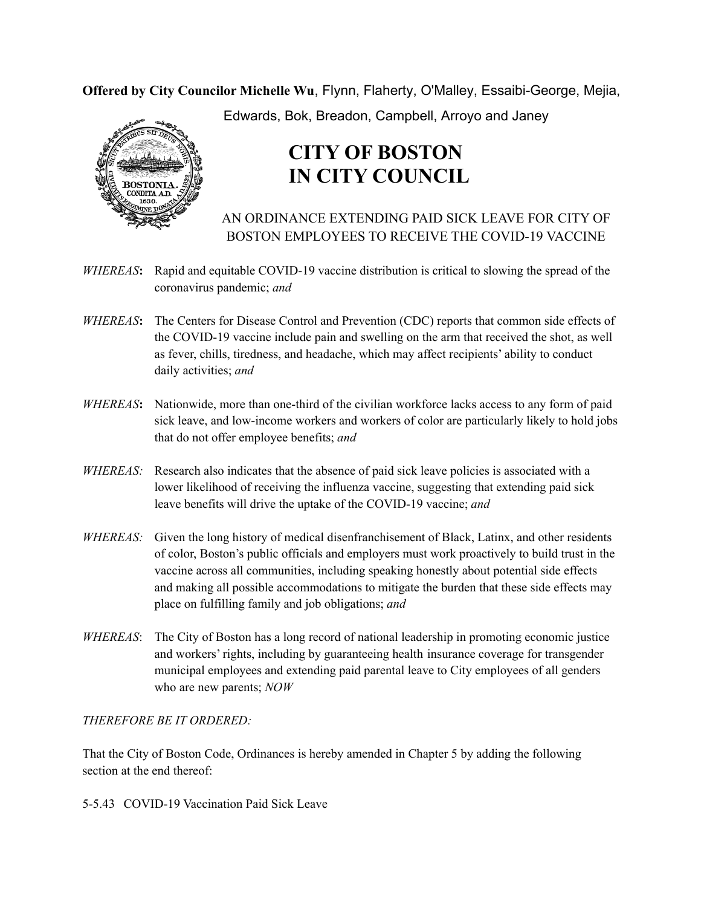**Offered by City Councilor Michelle Wu**, Flynn, Flaherty, O'Malley, Essaibi-George, Mejia, Edwards, Bok, Breadon, Campbell, Arroyo and Janey

# CITY OF BOSTON
# IN CITY COUNCIL

AN ORDINANCE EXTENDING PAID SICK LEAVE FOR CITY OF BOSTON EMPLOYEES TO RECEIVE THE COVID-19 VACCINE

*WHEREAS***:** Rapid and equitable COVID-19 vaccine distribution is critical to slowing the spread of the coronavirus pandemic; *and*

*WHEREAS***:** The Centers for Disease Control and Prevention (CDC) reports that common side effects of the COVID-19 vaccine include pain and swelling on the arm that received the shot, as well as fever, chills, tiredness, and headache, which may affect recipients' ability to conduct daily activities; *and*

*WHEREAS***:** Nationwide, more than one-third of the civilian workforce lacks access to any form of paid sick leave, and low-income workers and workers of color are particularly likely to hold jobs that do not offer employee benefits; *and*

*WHEREAS:* Research also indicates that the absence of paid sick leave policies is associated with a lower likelihood of receiving the influenza vaccine, suggesting that extending paid sick leave benefits will drive the uptake of the COVID-19 vaccine; *and*

*WHEREAS:* Given the long history of medical disenfranchisement of Black, Latinx, and other residents of color, Boston's public officials and employers must work proactively to build trust in the vaccine across all communities, including speaking honestly about potential side effects and making all possible accommodations to mitigate the burden that these side effects may place on fulfilling family and job obligations; *and*

*WHEREAS*: The City of Boston has a long record of national leadership in promoting economic justice and workers' rights, including by guaranteeing health insurance coverage for transgender municipal employees and extending paid parental leave to City employees of all genders who are new parents; *NOW*

*THEREFORE BE IT ORDERED:*

That the City of Boston Code, Ordinances is hereby amended in Chapter 5 by adding the following section at the end thereof:

5-5.43 COVID-19 Vaccination Paid Sick Leave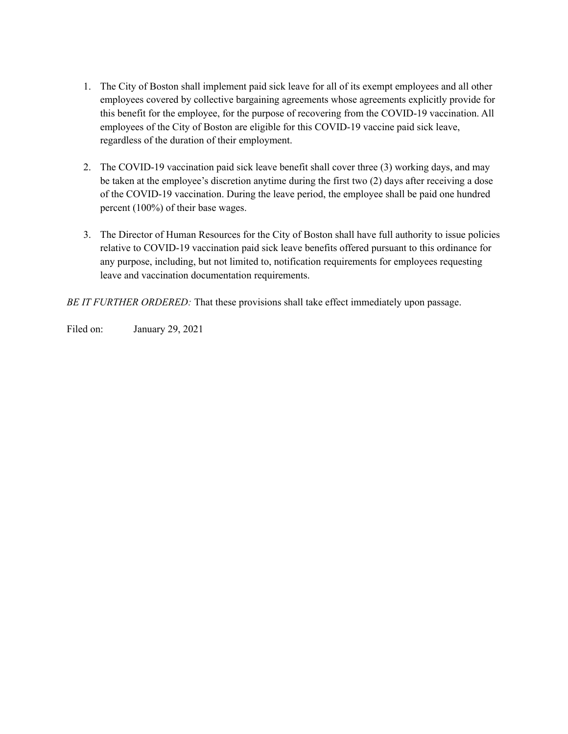1. The City of Boston shall implement paid sick leave for all of its exempt employees and all other employees covered by collective bargaining agreements whose agreements explicitly provide for this benefit for the employee, for the purpose of recovering from the COVID-19 vaccination. All employees of the City of Boston are eligible for this COVID-19 vaccine paid sick leave, regardless of the duration of their employment.

2. The COVID-19 vaccination paid sick leave benefit shall cover three (3) working days, and may be taken at the employee's discretion anytime during the first two (2) days after receiving a dose of the COVID-19 vaccination. During the leave period, the employee shall be paid one hundred percent (100%) of their base wages.

3. The Director of Human Resources for the City of Boston shall have full authority to issue policies relative to COVID-19 vaccination paid sick leave benefits offered pursuant to this ordinance for any purpose, including, but not limited to, notification requirements for employees requesting leave and vaccination documentation requirements.

*BE IT FURTHER ORDERED:* That these provisions shall take effect immediately upon passage.

Filed on: January 29, 2021